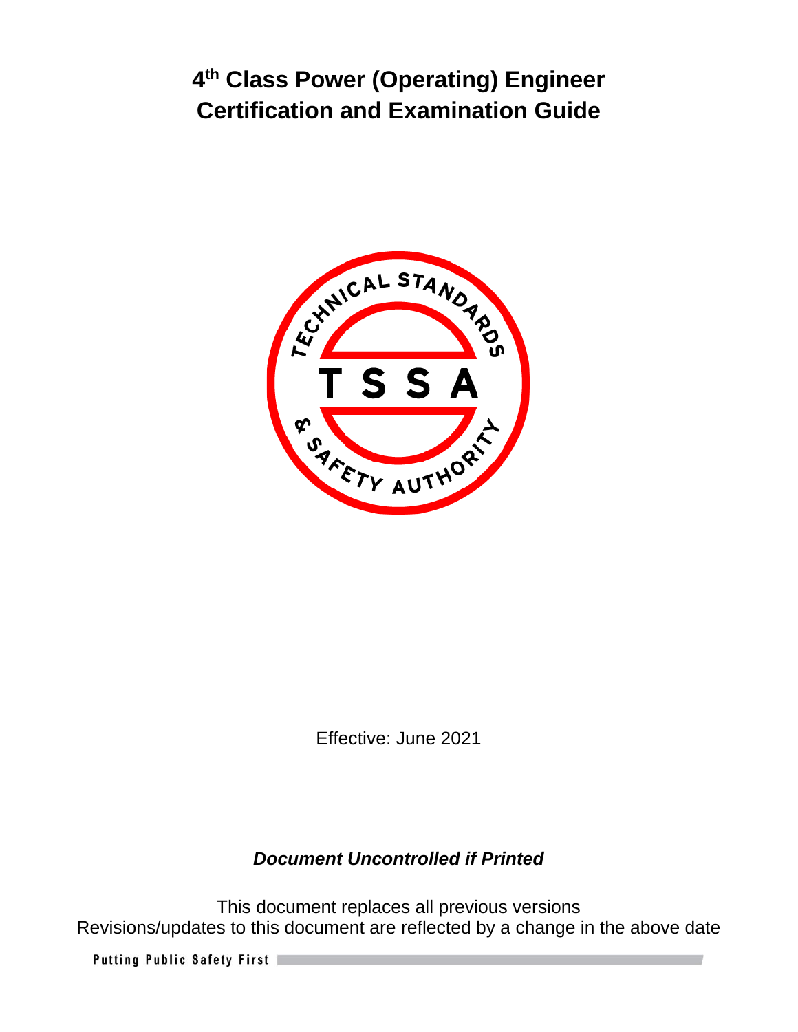# 4th Class Power (Operating) Engineer Certification and Examination Guide

Effective: June 2021

***Document Uncontrolled if Printed***

This document replaces all previous versions
Revisions/updates to this document are reflected by a change in the above date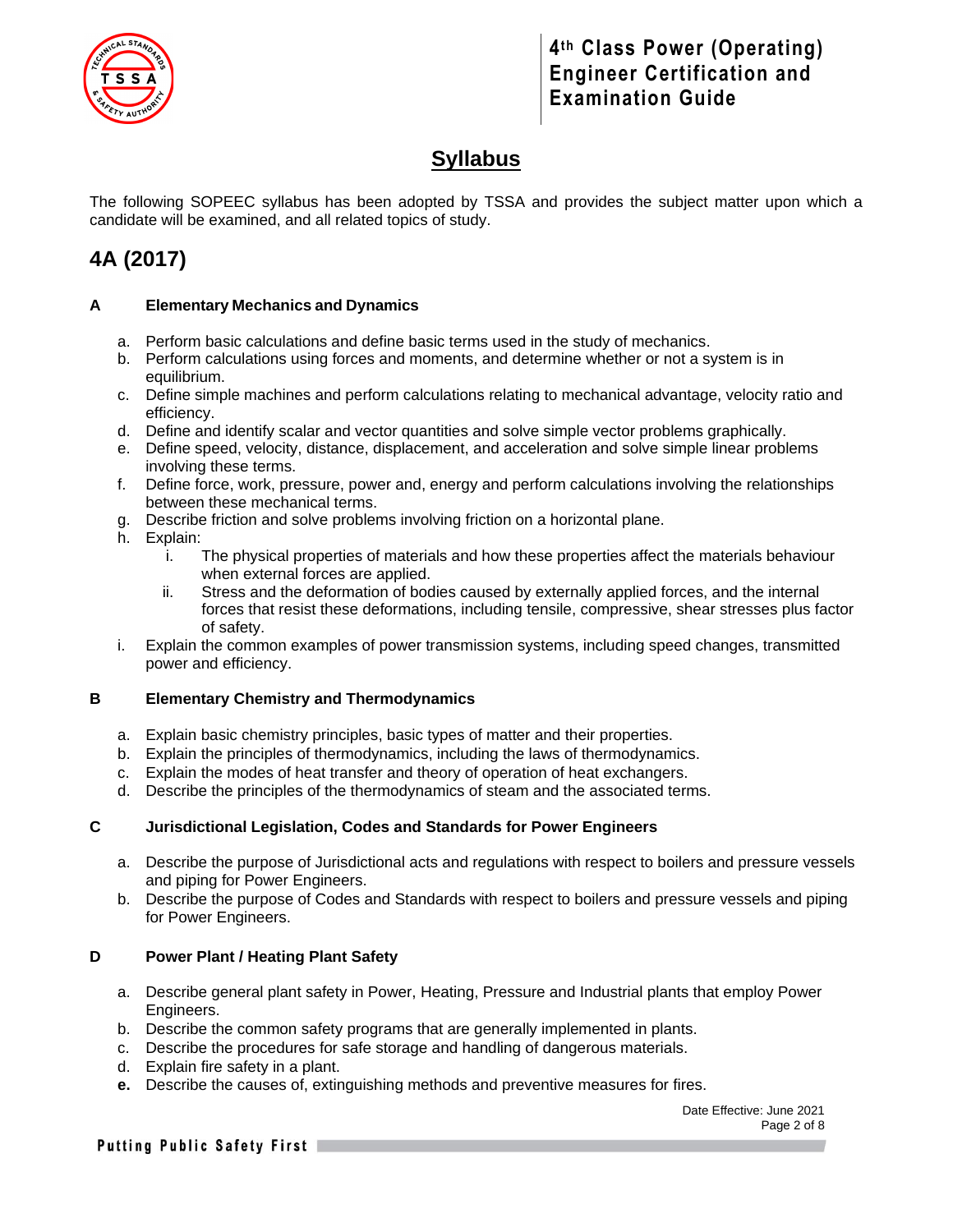# Syllabus

The following SOPEEC syllabus has been adopted by TSSA and provides the subject matter upon which a candidate will be examined, and all related topics of study.

## 4A (2017)

### A Elementary Mechanics and Dynamics

a. Perform basic calculations and define basic terms used in the study of mechanics.
b. Perform calculations using forces and moments, and determine whether or not a system is in equilibrium.
c. Define simple machines and perform calculations relating to mechanical advantage, velocity ratio and efficiency.
d. Define and identify scalar and vector quantities and solve simple vector problems graphically.
e. Define speed, velocity, distance, displacement, and acceleration and solve simple linear problems involving these terms.
f. Define force, work, pressure, power and, energy and perform calculations involving the relationships between these mechanical terms.
g. Describe friction and solve problems involving friction on a horizontal plane.
h. Explain:
   i. The physical properties of materials and how these properties affect the materials behaviour when external forces are applied.
   ii. Stress and the deformation of bodies caused by externally applied forces, and the internal forces that resist these deformations, including tensile, compressive, shear stresses plus factor of safety.
i. Explain the common examples of power transmission systems, including speed changes, transmitted power and efficiency.

### B Elementary Chemistry and Thermodynamics

a. Explain basic chemistry principles, basic types of matter and their properties.
b. Explain the principles of thermodynamics, including the laws of thermodynamics.
c. Explain the modes of heat transfer and theory of operation of heat exchangers.
d. Describe the principles of the thermodynamics of steam and the associated terms.

### C Jurisdictional Legislation, Codes and Standards for Power Engineers

a. Describe the purpose of Jurisdictional acts and regulations with respect to boilers and pressure vessels and piping for Power Engineers.
b. Describe the purpose of Codes and Standards with respect to boilers and pressure vessels and piping for Power Engineers.

### D Power Plant / Heating Plant Safety

a. Describe general plant safety in Power, Heating, Pressure and Industrial plants that employ Power Engineers.
b. Describe the common safety programs that are generally implemented in plants.
c. Describe the procedures for safe storage and handling of dangerous materials.
d. Explain fire safety in a plant.
**e.** Describe the causes of, extinguishing methods and preventive measures for fires.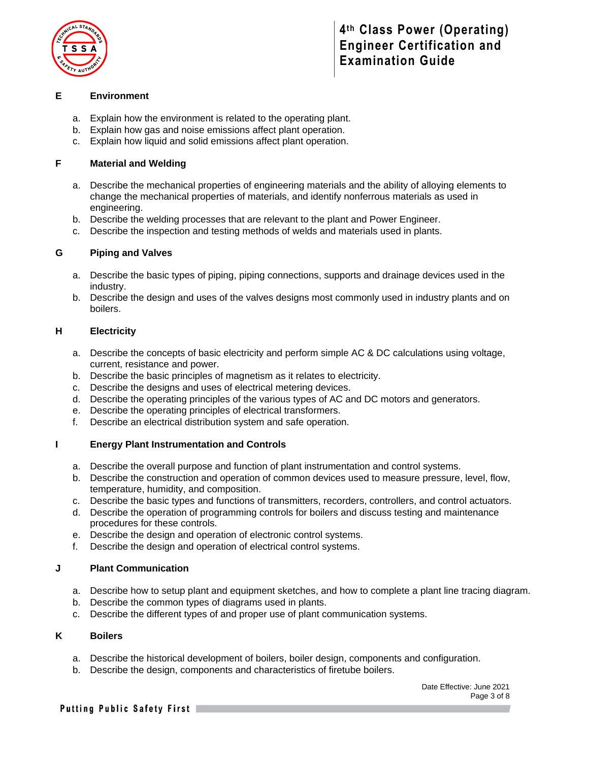## E Environment

a. Explain how the environment is related to the operating plant.
b. Explain how gas and noise emissions affect plant operation.
c. Explain how liquid and solid emissions affect plant operation.

## F Material and Welding

a. Describe the mechanical properties of engineering materials and the ability of alloying elements to change the mechanical properties of materials, and identify nonferrous materials as used in engineering.
b. Describe the welding processes that are relevant to the plant and Power Engineer.
c. Describe the inspection and testing methods of welds and materials used in plants.

## G Piping and Valves

a. Describe the basic types of piping, piping connections, supports and drainage devices used in the industry.
b. Describe the design and uses of the valves designs most commonly used in industry plants and on boilers.

## H Electricity

a. Describe the concepts of basic electricity and perform simple AC & DC calculations using voltage, current, resistance and power.
b. Describe the basic principles of magnetism as it relates to electricity.
c. Describe the designs and uses of electrical metering devices.
d. Describe the operating principles of the various types of AC and DC motors and generators.
e. Describe the operating principles of electrical transformers.
f. Describe an electrical distribution system and safe operation.

## I Energy Plant Instrumentation and Controls

a. Describe the overall purpose and function of plant instrumentation and control systems.
b. Describe the construction and operation of common devices used to measure pressure, level, flow, temperature, humidity, and composition.
c. Describe the basic types and functions of transmitters, recorders, controllers, and control actuators.
d. Describe the operation of programming controls for boilers and discuss testing and maintenance procedures for these controls.
e. Describe the design and operation of electronic control systems.
f. Describe the design and operation of electrical control systems.

## J Plant Communication

a. Describe how to setup plant and equipment sketches, and how to complete a plant line tracing diagram.
b. Describe the common types of diagrams used in plants.
c. Describe the different types of and proper use of plant communication systems.

## K Boilers

a. Describe the historical development of boilers, boiler design, components and configuration.
b. Describe the design, components and characteristics of firetube boilers.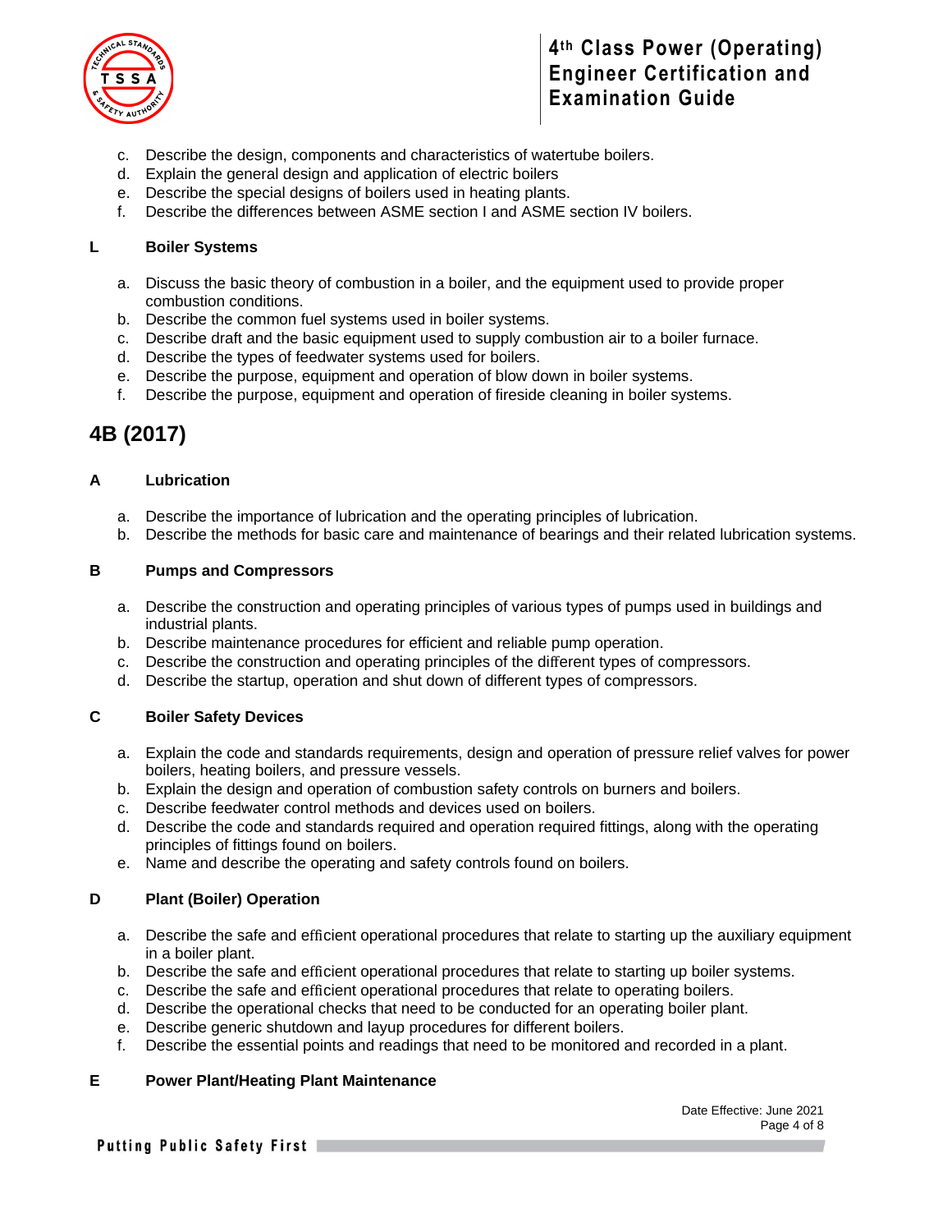c. Describe the design, components and characteristics of watertube boilers.
d. Explain the general design and application of electric boilers
e. Describe the special designs of boilers used in heating plants.
f. Describe the differences between ASME section I and ASME section IV boilers.

**L Boiler Systems**

a. Discuss the basic theory of combustion in a boiler, and the equipment used to provide proper combustion conditions.
b. Describe the common fuel systems used in boiler systems.
c. Describe draft and the basic equipment used to supply combustion air to a boiler furnace.
d. Describe the types of feedwater systems used for boilers.
e. Describe the purpose, equipment and operation of blow down in boiler systems.
f. Describe the purpose, equipment and operation of fireside cleaning in boiler systems.

## 4B (2017)

**A Lubrication**

a. Describe the importance of lubrication and the operating principles of lubrication.
b. Describe the methods for basic care and maintenance of bearings and their related lubrication systems.

**B Pumps and Compressors**

a. Describe the construction and operating principles of various types of pumps used in buildings and industrial plants.
b. Describe maintenance procedures for efficient and reliable pump operation.
c. Describe the construction and operating principles of the different types of compressors.
d. Describe the startup, operation and shut down of different types of compressors.

**C Boiler Safety Devices**

a. Explain the code and standards requirements, design and operation of pressure relief valves for power boilers, heating boilers, and pressure vessels.
b. Explain the design and operation of combustion safety controls on burners and boilers.
c. Describe feedwater control methods and devices used on boilers.
d. Describe the code and standards required and operation required fittings, along with the operating principles of fittings found on boilers.
e. Name and describe the operating and safety controls found on boilers.

**D Plant (Boiler) Operation**

a. Describe the safe and efficient operational procedures that relate to starting up the auxiliary equipment in a boiler plant.
b. Describe the safe and efficient operational procedures that relate to starting up boiler systems.
c. Describe the safe and efficient operational procedures that relate to operating boilers.
d. Describe the operational checks that need to be conducted for an operating boiler plant.
e. Describe generic shutdown and layup procedures for different boilers.
f. Describe the essential points and readings that need to be monitored and recorded in a plant.

**E Power Plant/Heating Plant Maintenance**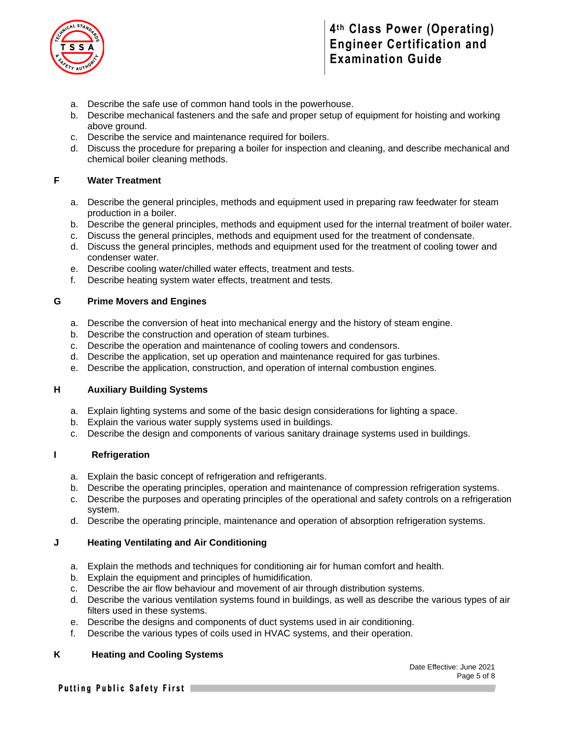a. Describe the safe use of common hand tools in the powerhouse.
b. Describe mechanical fasteners and the safe and proper setup of equipment for hoisting and working above ground.
c. Describe the service and maintenance required for boilers.
d. Discuss the procedure for preparing a boiler for inspection and cleaning, and describe mechanical and chemical boiler cleaning methods.

## F Water Treatment

a. Describe the general principles, methods and equipment used in preparing raw feedwater for steam production in a boiler.
b. Describe the general principles, methods and equipment used for the internal treatment of boiler water.
c. Discuss the general principles, methods and equipment used for the treatment of condensate.
d. Discuss the general principles, methods and equipment used for the treatment of cooling tower and condenser water.
e. Describe cooling water/chilled water effects, treatment and tests.
f. Describe heating system water effects, treatment and tests.

## G Prime Movers and Engines

a. Describe the conversion of heat into mechanical energy and the history of steam engine.
b. Describe the construction and operation of steam turbines.
c. Describe the operation and maintenance of cooling towers and condensors.
d. Describe the application, set up operation and maintenance required for gas turbines.
e. Describe the application, construction, and operation of internal combustion engines.

## H Auxiliary Building Systems

a. Explain lighting systems and some of the basic design considerations for lighting a space.
b. Explain the various water supply systems used in buildings.
c. Describe the design and components of various sanitary drainage systems used in buildings.

## I Refrigeration

a. Explain the basic concept of refrigeration and refrigerants.
b. Describe the operating principles, operation and maintenance of compression refrigeration systems.
c. Describe the purposes and operating principles of the operational and safety controls on a refrigeration system.
d. Describe the operating principle, maintenance and operation of absorption refrigeration systems.

## J Heating Ventilating and Air Conditioning

a. Explain the methods and techniques for conditioning air for human comfort and health.
b. Explain the equipment and principles of humidification.
c. Describe the air flow behaviour and movement of air through distribution systems.
d. Describe the various ventilation systems found in buildings, as well as describe the various types of air filters used in these systems.
e. Describe the designs and components of duct systems used in air conditioning.
f. Describe the various types of coils used in HVAC systems, and their operation.

## K Heating and Cooling Systems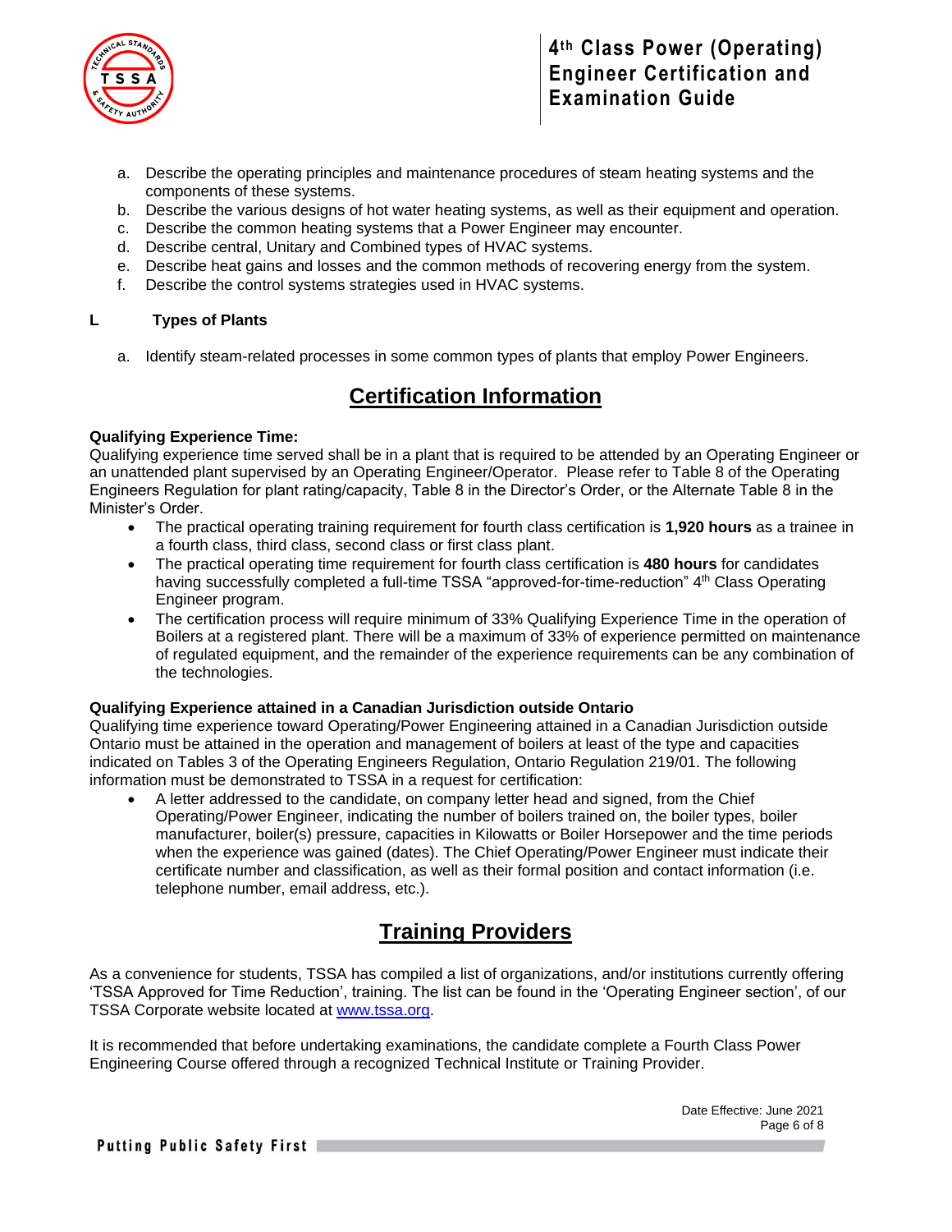a. Describe the operating principles and maintenance procedures of steam heating systems and the components of these systems.
b. Describe the various designs of hot water heating systems, as well as their equipment and operation.
c. Describe the common heating systems that a Power Engineer may encounter.
d. Describe central, Unitary and Combined types of HVAC systems.
e. Describe heat gains and losses and the common methods of recovering energy from the system.
f. Describe the control systems strategies used in HVAC systems.

**L Types of Plants**

a. Identify steam-related processes in some common types of plants that employ Power Engineers.

# Certification Information

**Qualifying Experience Time:**
Qualifying experience time served shall be in a plant that is required to be attended by an Operating Engineer or an unattended plant supervised by an Operating Engineer/Operator. Please refer to Table 8 of the Operating Engineers Regulation for plant rating/capacity, Table 8 in the Director's Order, or the Alternate Table 8 in the Minister's Order.

- The practical operating training requirement for fourth class certification is **1,920 hours** as a trainee in a fourth class, third class, second class or first class plant.
- The practical operating time requirement for fourth class certification is **480 hours** for candidates having successfully completed a full-time TSSA "approved-for-time-reduction" 4th Class Operating Engineer program.
- The certification process will require minimum of 33% Qualifying Experience Time in the operation of Boilers at a registered plant. There will be a maximum of 33% of experience permitted on maintenance of regulated equipment, and the remainder of the experience requirements can be any combination of the technologies.

**Qualifying Experience attained in a Canadian Jurisdiction outside Ontario**
Qualifying time experience toward Operating/Power Engineering attained in a Canadian Jurisdiction outside Ontario must be attained in the operation and management of boilers at least of the type and capacities indicated on Tables 3 of the Operating Engineers Regulation, Ontario Regulation 219/01. The following information must be demonstrated to TSSA in a request for certification:

- A letter addressed to the candidate, on company letter head and signed, from the Chief Operating/Power Engineer, indicating the number of boilers trained on, the boiler types, boiler manufacturer, boiler(s) pressure, capacities in Kilowatts or Boiler Horsepower and the time periods when the experience was gained (dates). The Chief Operating/Power Engineer must indicate their certificate number and classification, as well as their formal position and contact information (i.e. telephone number, email address, etc.).

# Training Providers

As a convenience for students, TSSA has compiled a list of organizations, and/or institutions currently offering 'TSSA Approved for Time Reduction', training. The list can be found in the 'Operating Engineer section', of our TSSA Corporate website located at www.tssa.org.

It is recommended that before undertaking examinations, the candidate complete a Fourth Class Power Engineering Course offered through a recognized Technical Institute or Training Provider.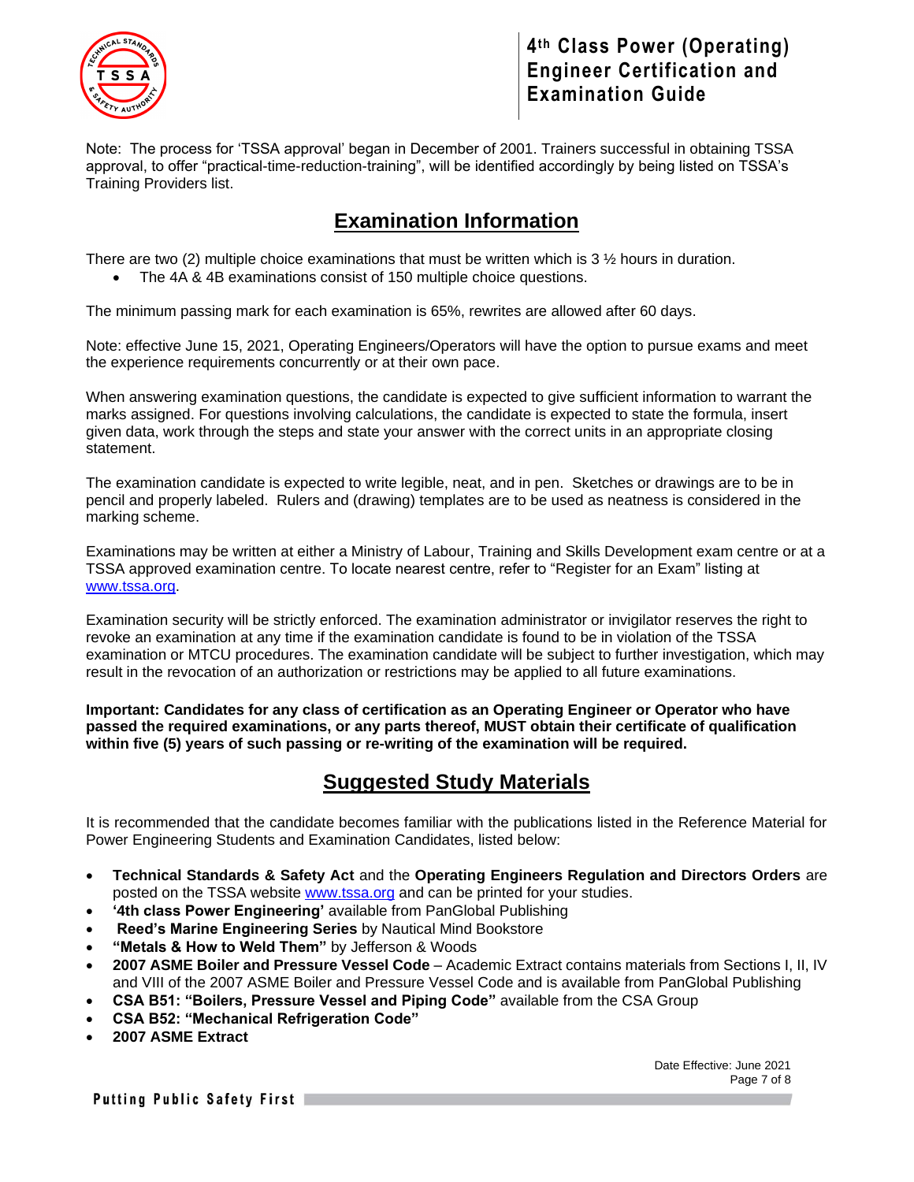Note: The process for 'TSSA approval' began in December of 2001. Trainers successful in obtaining TSSA approval, to offer "practical-time-reduction-training", will be identified accordingly by being listed on TSSA's Training Providers list.

## Examination Information

There are two (2) multiple choice examinations that must be written which is 3 ½ hours in duration.

- The 4A & 4B examinations consist of 150 multiple choice questions.

The minimum passing mark for each examination is 65%, rewrites are allowed after 60 days.

Note: effective June 15, 2021, Operating Engineers/Operators will have the option to pursue exams and meet the experience requirements concurrently or at their own pace.

When answering examination questions, the candidate is expected to give sufficient information to warrant the marks assigned. For questions involving calculations, the candidate is expected to state the formula, insert given data, work through the steps and state your answer with the correct units in an appropriate closing statement.

The examination candidate is expected to write legible, neat, and in pen. Sketches or drawings are to be in pencil and properly labeled. Rulers and (drawing) templates are to be used as neatness is considered in the marking scheme.

Examinations may be written at either a Ministry of Labour, Training and Skills Development exam centre or at a TSSA approved examination centre. To locate nearest centre, refer to "Register for an Exam" listing at www.tssa.org.

Examination security will be strictly enforced. The examination administrator or invigilator reserves the right to revoke an examination at any time if the examination candidate is found to be in violation of the TSSA examination or MTCU procedures. The examination candidate will be subject to further investigation, which may result in the revocation of an authorization or restrictions may be applied to all future examinations.

**Important: Candidates for any class of certification as an Operating Engineer or Operator who have passed the required examinations, or any parts thereof, MUST obtain their certificate of qualification within five (5) years of such passing or re-writing of the examination will be required.**

## Suggested Study Materials

It is recommended that the candidate becomes familiar with the publications listed in the Reference Material for Power Engineering Students and Examination Candidates, listed below:

- **Technical Standards & Safety Act** and the **Operating Engineers Regulation and Directors Orders** are posted on the TSSA website www.tssa.org and can be printed for your studies.
- **'4th class Power Engineering'** available from PanGlobal Publishing
- **Reed's Marine Engineering Series** by Nautical Mind Bookstore
- **"Metals & How to Weld Them"** by Jefferson & Woods
- **2007 ASME Boiler and Pressure Vessel Code** – Academic Extract contains materials from Sections I, II, IV and VIII of the 2007 ASME Boiler and Pressure Vessel Code and is available from PanGlobal Publishing
- **CSA B51: "Boilers, Pressure Vessel and Piping Code"** available from the CSA Group
- **CSA B52: "Mechanical Refrigeration Code"**
- **2007 ASME Extract**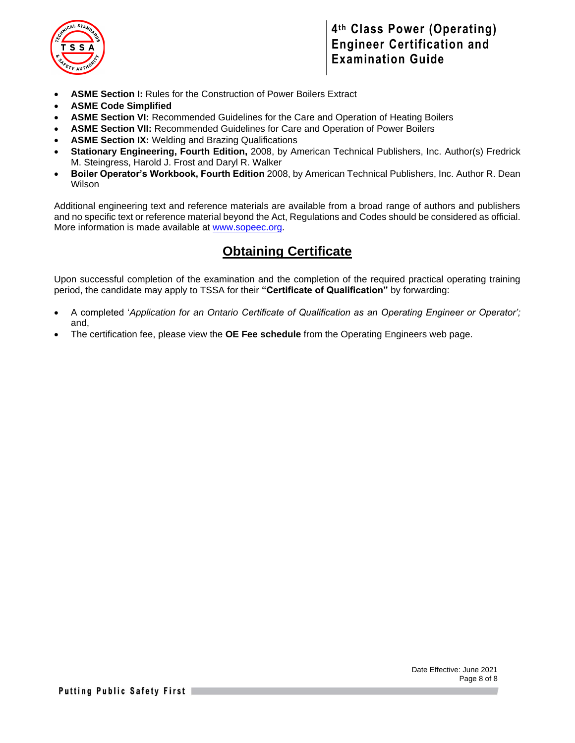- **ASME Section I:** Rules for the Construction of Power Boilers Extract
- **ASME Code Simplified**
- **ASME Section VI:** Recommended Guidelines for the Care and Operation of Heating Boilers
- **ASME Section VII:** Recommended Guidelines for Care and Operation of Power Boilers
- **ASME Section IX:** Welding and Brazing Qualifications
- **Stationary Engineering, Fourth Edition,** 2008, by American Technical Publishers, Inc. Author(s) Fredrick M. Steingress, Harold J. Frost and Daryl R. Walker
- **Boiler Operator's Workbook, Fourth Edition** 2008, by American Technical Publishers, Inc. Author R. Dean Wilson

Additional engineering text and reference materials are available from a broad range of authors and publishers and no specific text or reference material beyond the Act, Regulations and Codes should be considered as official. More information is made available at www.sopeec.org.

## Obtaining Certificate

Upon successful completion of the examination and the completion of the required practical operating training period, the candidate may apply to TSSA for their **"Certificate of Qualification"** by forwarding:

- A completed '*Application for an Ontario Certificate of Qualification as an Operating Engineer or Operator';* and,
- The certification fee, please view the **OE Fee schedule** from the Operating Engineers web page.